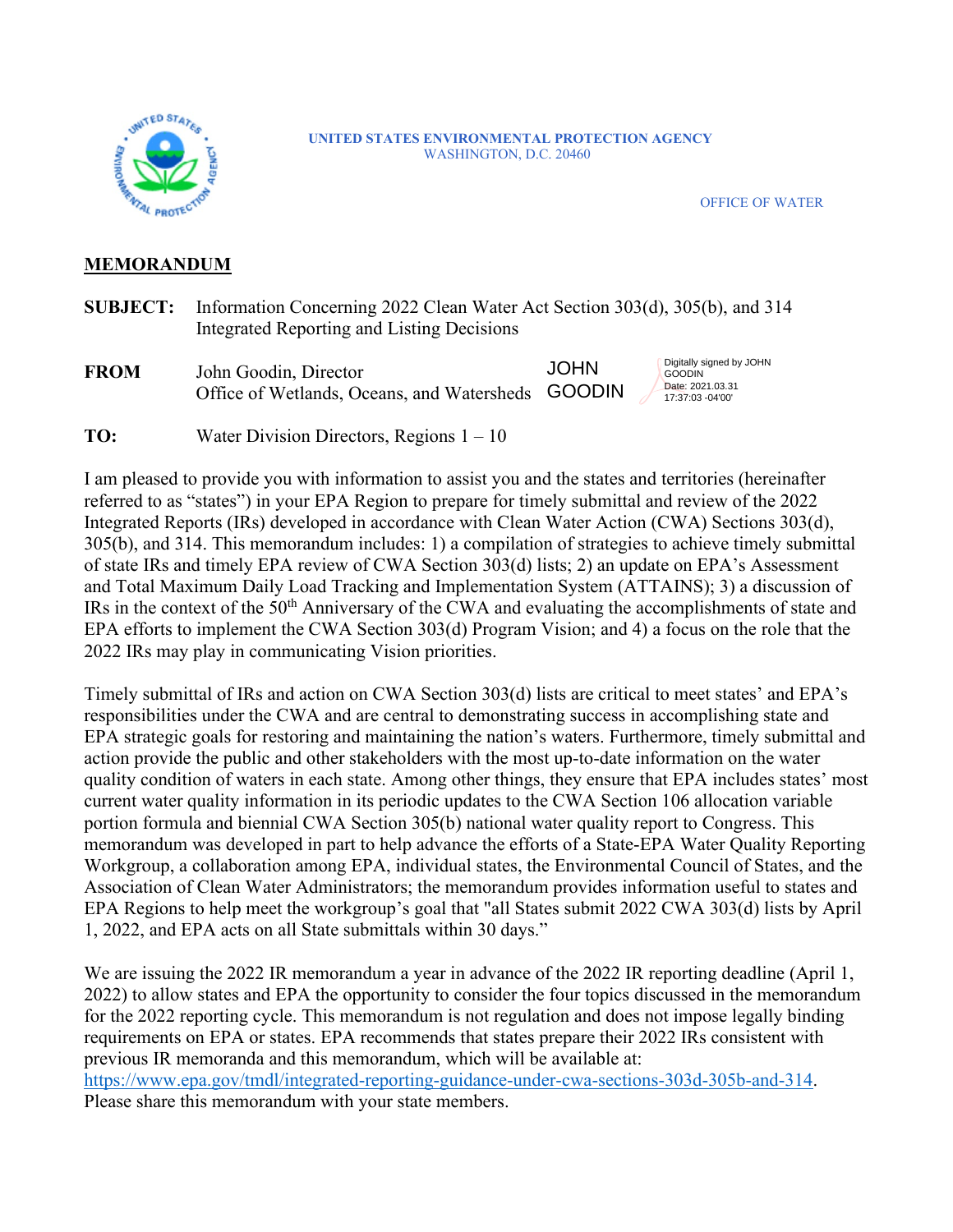UNITED STATES ENVIRONMENTAL PROTECTION AGENCY
WASHINGTON, D.C. 20460

OFFICE OF WATER

**MEMORANDUM**

**SUBJECT:** Information Concerning 2022 Clean Water Act Section 303(d), 305(b), and 314 Integrated Reporting and Listing Decisions

**FROM** John Goodin, Director
Office of Wetlands, Oceans, and Watersheds

JOHN GOODIN — Digitally signed by JOHN GOODIN Date: 2021.03.31 17:37:03 -04'00'

**TO:** Water Division Directors, Regions 1 – 10

I am pleased to provide you with information to assist you and the states and territories (hereinafter referred to as "states") in your EPA Region to prepare for timely submittal and review of the 2022 Integrated Reports (IRs) developed in accordance with Clean Water Action (CWA) Sections 303(d), 305(b), and 314. This memorandum includes: 1) a compilation of strategies to achieve timely submittal of state IRs and timely EPA review of CWA Section 303(d) lists; 2) an update on EPA's Assessment and Total Maximum Daily Load Tracking and Implementation System (ATTAINS); 3) a discussion of IRs in the context of the 50th Anniversary of the CWA and evaluating the accomplishments of state and EPA efforts to implement the CWA Section 303(d) Program Vision; and 4) a focus on the role that the 2022 IRs may play in communicating Vision priorities.

Timely submittal of IRs and action on CWA Section 303(d) lists are critical to meet states' and EPA's responsibilities under the CWA and are central to demonstrating success in accomplishing state and EPA strategic goals for restoring and maintaining the nation's waters. Furthermore, timely submittal and action provide the public and other stakeholders with the most up-to-date information on the water quality condition of waters in each state. Among other things, they ensure that EPA includes states' most current water quality information in its periodic updates to the CWA Section 106 allocation variable portion formula and biennial CWA Section 305(b) national water quality report to Congress. This memorandum was developed in part to help advance the efforts of a State-EPA Water Quality Reporting Workgroup, a collaboration among EPA, individual states, the Environmental Council of States, and the Association of Clean Water Administrators; the memorandum provides information useful to states and EPA Regions to help meet the workgroup's goal that "all States submit 2022 CWA 303(d) lists by April 1, 2022, and EPA acts on all State submittals within 30 days."

We are issuing the 2022 IR memorandum a year in advance of the 2022 IR reporting deadline (April 1, 2022) to allow states and EPA the opportunity to consider the four topics discussed in the memorandum for the 2022 reporting cycle. This memorandum is not regulation and does not impose legally binding requirements on EPA or states. EPA recommends that states prepare their 2022 IRs consistent with previous IR memoranda and this memorandum, which will be available at: https://www.epa.gov/tmdl/integrated-reporting-guidance-under-cwa-sections-303d-305b-and-314. Please share this memorandum with your state members.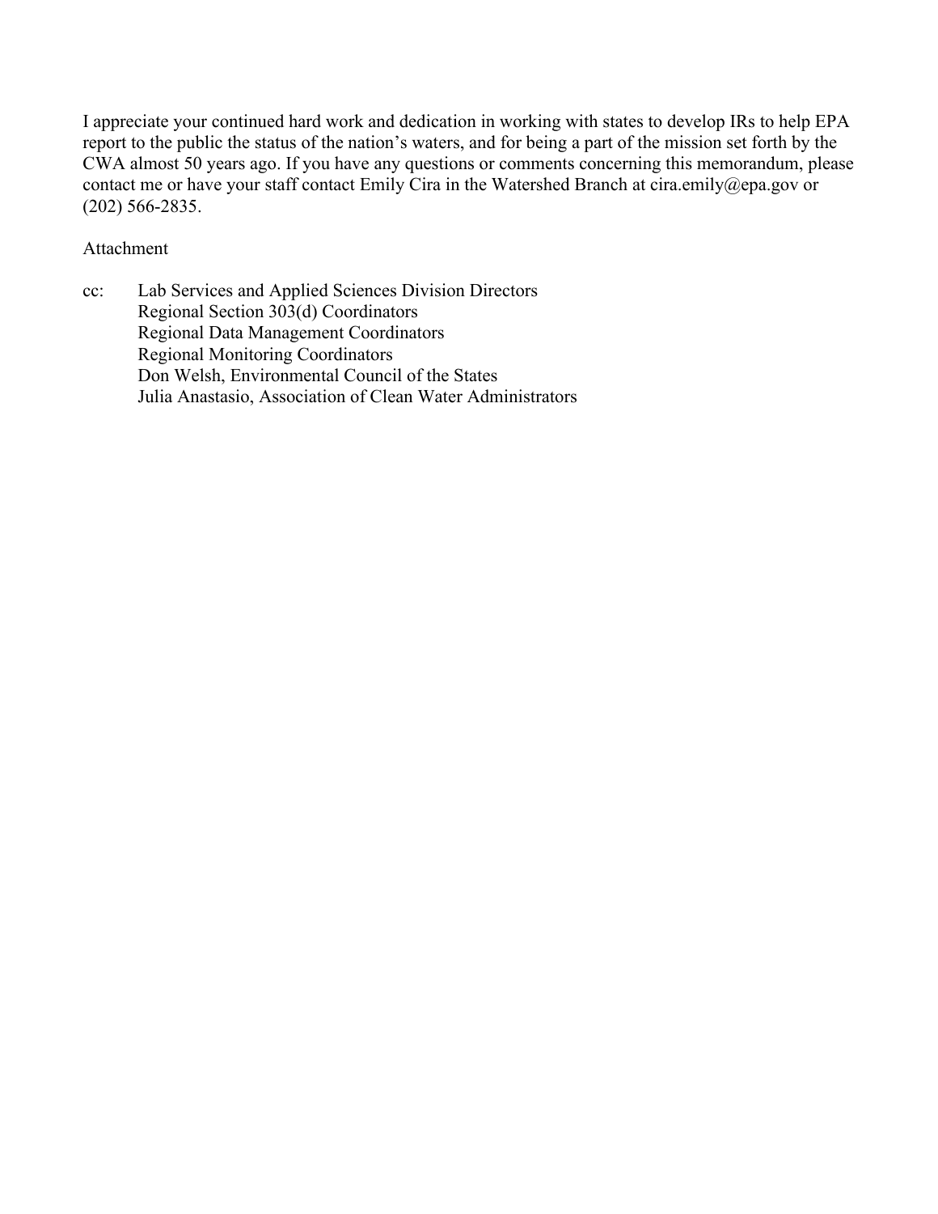I appreciate your continued hard work and dedication in working with states to develop IRs to help EPA report to the public the status of the nation's waters, and for being a part of the mission set forth by the CWA almost 50 years ago. If you have any questions or comments concerning this memorandum, please contact me or have your staff contact Emily Cira in the Watershed Branch at cira.emily@epa.gov or (202) 566-2835.

Attachment

cc: Lab Services and Applied Sciences Division Directors
Regional Section 303(d) Coordinators
Regional Data Management Coordinators
Regional Monitoring Coordinators
Don Welsh, Environmental Council of the States
Julia Anastasio, Association of Clean Water Administrators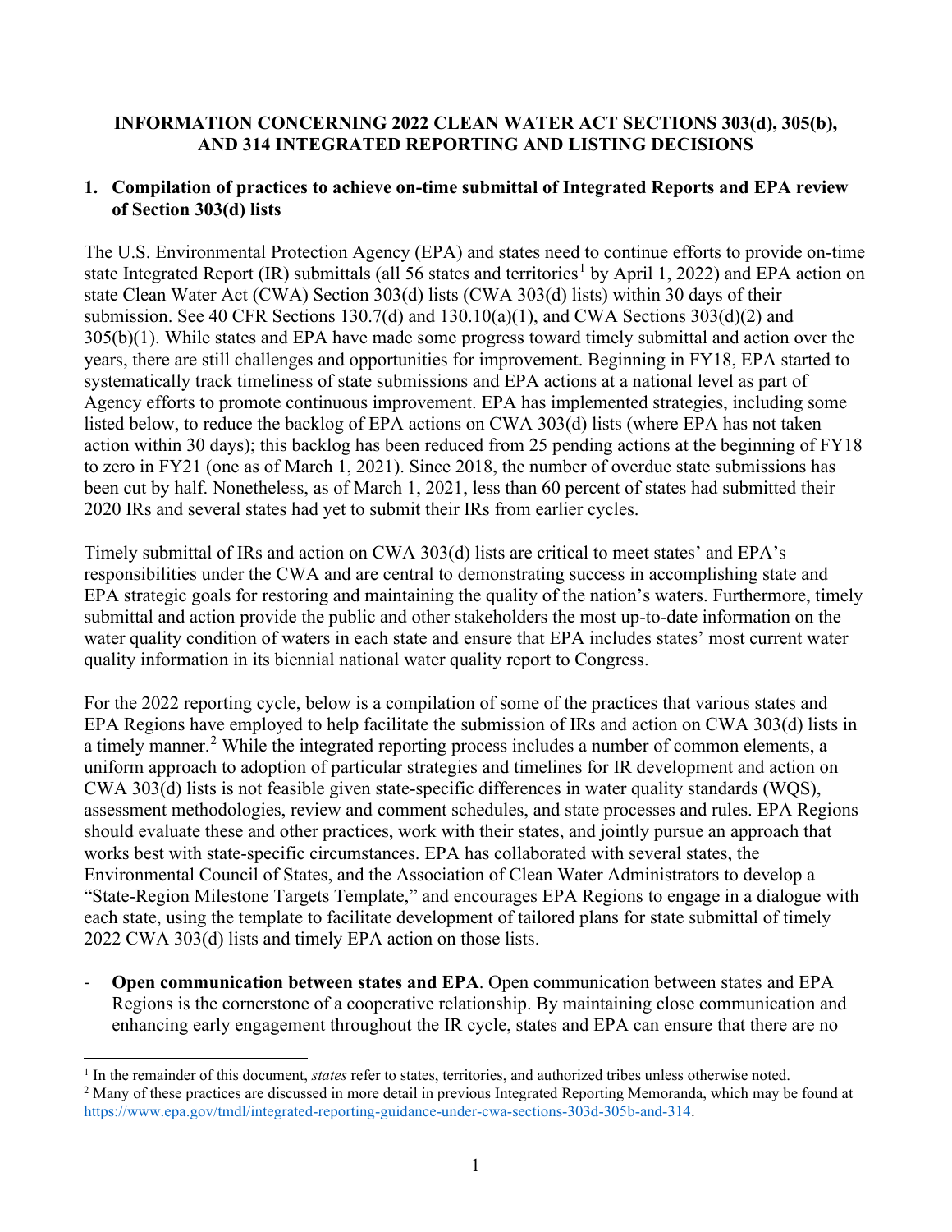**INFORMATION CONCERNING 2022 CLEAN WATER ACT SECTIONS 303(d), 305(b), AND 314 INTEGRATED REPORTING AND LISTING DECISIONS**

## 1. Compilation of practices to achieve on-time submittal of Integrated Reports and EPA review of Section 303(d) lists

The U.S. Environmental Protection Agency (EPA) and states need to continue efforts to provide on-time state Integrated Report (IR) submittals (all 56 states and territories[1] by April 1, 2022) and EPA action on state Clean Water Act (CWA) Section 303(d) lists (CWA 303(d) lists) within 30 days of their submission. See 40 CFR Sections 130.7(d) and 130.10(a)(1), and CWA Sections 303(d)(2) and 305(b)(1). While states and EPA have made some progress toward timely submittal and action over the years, there are still challenges and opportunities for improvement. Beginning in FY18, EPA started to systematically track timeliness of state submissions and EPA actions at a national level as part of Agency efforts to promote continuous improvement. EPA has implemented strategies, including some listed below, to reduce the backlog of EPA actions on CWA 303(d) lists (where EPA has not taken action within 30 days); this backlog has been reduced from 25 pending actions at the beginning of FY18 to zero in FY21 (one as of March 1, 2021). Since 2018, the number of overdue state submissions has been cut by half. Nonetheless, as of March 1, 2021, less than 60 percent of states had submitted their 2020 IRs and several states had yet to submit their IRs from earlier cycles.

Timely submittal of IRs and action on CWA 303(d) lists are critical to meet states' and EPA's responsibilities under the CWA and are central to demonstrating success in accomplishing state and EPA strategic goals for restoring and maintaining the quality of the nation's waters. Furthermore, timely submittal and action provide the public and other stakeholders the most up-to-date information on the water quality condition of waters in each state and ensure that EPA includes states' most current water quality information in its biennial national water quality report to Congress.

For the 2022 reporting cycle, below is a compilation of some of the practices that various states and EPA Regions have employed to help facilitate the submission of IRs and action on CWA 303(d) lists in a timely manner.[2] While the integrated reporting process includes a number of common elements, a uniform approach to adoption of particular strategies and timelines for IR development and action on CWA 303(d) lists is not feasible given state-specific differences in water quality standards (WQS), assessment methodologies, review and comment schedules, and state processes and rules. EPA Regions should evaluate these and other practices, work with their states, and jointly pursue an approach that works best with state-specific circumstances. EPA has collaborated with several states, the Environmental Council of States, and the Association of Clean Water Administrators to develop a "State-Region Milestone Targets Template," and encourages EPA Regions to engage in a dialogue with each state, using the template to facilitate development of tailored plans for state submittal of timely 2022 CWA 303(d) lists and timely EPA action on those lists.

- **Open communication between states and EPA**. Open communication between states and EPA Regions is the cornerstone of a cooperative relationship. By maintaining close communication and enhancing early engagement throughout the IR cycle, states and EPA can ensure that there are no

---

[1] In the remainder of this document, *states* refer to states, territories, and authorized tribes unless otherwise noted.

[2] Many of these practices are discussed in more detail in previous Integrated Reporting Memoranda, which may be found at https://www.epa.gov/tmdl/integrated-reporting-guidance-under-cwa-sections-303d-305b-and-314.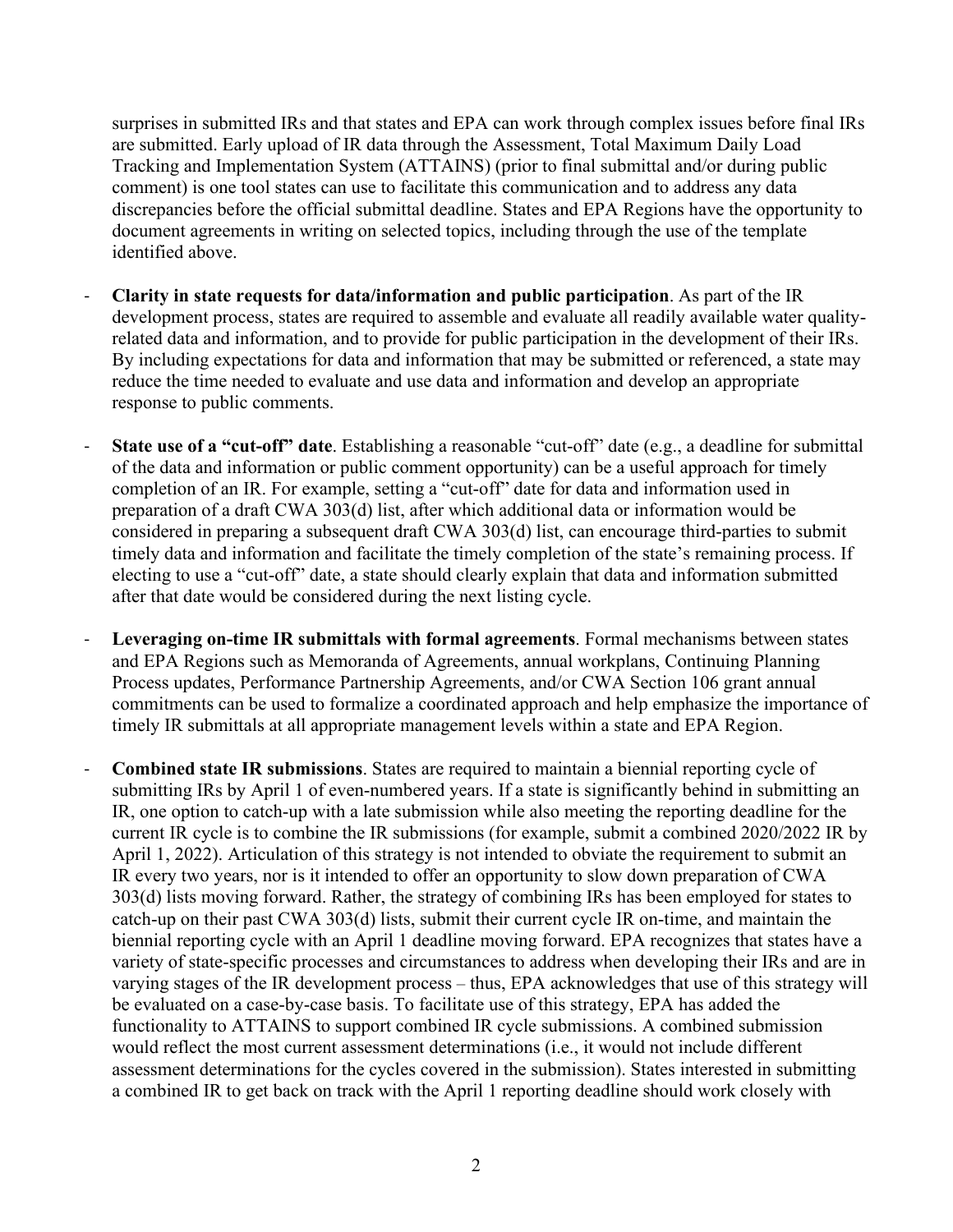surprises in submitted IRs and that states and EPA can work through complex issues before final IRs are submitted. Early upload of IR data through the Assessment, Total Maximum Daily Load Tracking and Implementation System (ATTAINS) (prior to final submittal and/or during public comment) is one tool states can use to facilitate this communication and to address any data discrepancies before the official submittal deadline. States and EPA Regions have the opportunity to document agreements in writing on selected topics, including through the use of the template identified above.

- **Clarity in state requests for data/information and public participation**. As part of the IR development process, states are required to assemble and evaluate all readily available water quality-related data and information, and to provide for public participation in the development of their IRs. By including expectations for data and information that may be submitted or referenced, a state may reduce the time needed to evaluate and use data and information and develop an appropriate response to public comments.

- **State use of a "cut-off" date**. Establishing a reasonable "cut-off" date (e.g., a deadline for submittal of the data and information or public comment opportunity) can be a useful approach for timely completion of an IR. For example, setting a "cut-off" date for data and information used in preparation of a draft CWA 303(d) list, after which additional data or information would be considered in preparing a subsequent draft CWA 303(d) list, can encourage third-parties to submit timely data and information and facilitate the timely completion of the state's remaining process. If electing to use a "cut-off" date, a state should clearly explain that data and information submitted after that date would be considered during the next listing cycle.

- **Leveraging on-time IR submittals with formal agreements**. Formal mechanisms between states and EPA Regions such as Memoranda of Agreements, annual workplans, Continuing Planning Process updates, Performance Partnership Agreements, and/or CWA Section 106 grant annual commitments can be used to formalize a coordinated approach and help emphasize the importance of timely IR submittals at all appropriate management levels within a state and EPA Region.

- **Combined state IR submissions**. States are required to maintain a biennial reporting cycle of submitting IRs by April 1 of even-numbered years. If a state is significantly behind in submitting an IR, one option to catch-up with a late submission while also meeting the reporting deadline for the current IR cycle is to combine the IR submissions (for example, submit a combined 2020/2022 IR by April 1, 2022). Articulation of this strategy is not intended to obviate the requirement to submit an IR every two years, nor is it intended to offer an opportunity to slow down preparation of CWA 303(d) lists moving forward. Rather, the strategy of combining IRs has been employed for states to catch-up on their past CWA 303(d) lists, submit their current cycle IR on-time, and maintain the biennial reporting cycle with an April 1 deadline moving forward. EPA recognizes that states have a variety of state-specific processes and circumstances to address when developing their IRs and are in varying stages of the IR development process – thus, EPA acknowledges that use of this strategy will be evaluated on a case-by-case basis. To facilitate use of this strategy, EPA has added the functionality to ATTAINS to support combined IR cycle submissions. A combined submission would reflect the most current assessment determinations (i.e., it would not include different assessment determinations for the cycles covered in the submission). States interested in submitting a combined IR to get back on track with the April 1 reporting deadline should work closely with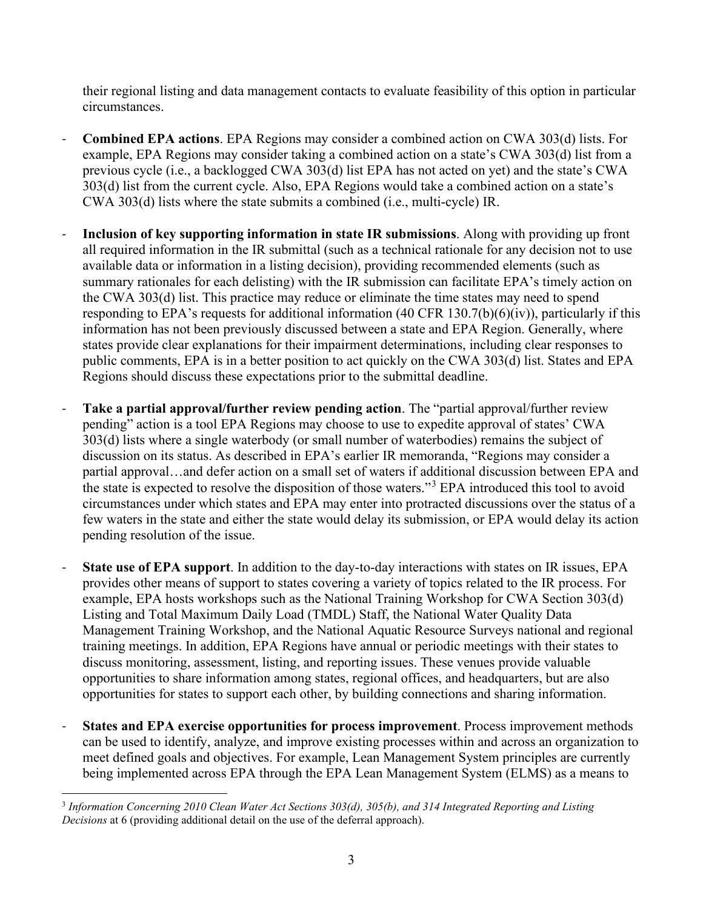their regional listing and data management contacts to evaluate feasibility of this option in particular circumstances.

- **Combined EPA actions**. EPA Regions may consider a combined action on CWA 303(d) lists. For example, EPA Regions may consider taking a combined action on a state's CWA 303(d) list from a previous cycle (i.e., a backlogged CWA 303(d) list EPA has not acted on yet) and the state's CWA 303(d) list from the current cycle. Also, EPA Regions would take a combined action on a state's CWA 303(d) lists where the state submits a combined (i.e., multi-cycle) IR.

- **Inclusion of key supporting information in state IR submissions**. Along with providing up front all required information in the IR submittal (such as a technical rationale for any decision not to use available data or information in a listing decision), providing recommended elements (such as summary rationales for each delisting) with the IR submission can facilitate EPA's timely action on the CWA 303(d) list. This practice may reduce or eliminate the time states may need to spend responding to EPA's requests for additional information (40 CFR 130.7(b)(6)(iv)), particularly if this information has not been previously discussed between a state and EPA Region. Generally, where states provide clear explanations for their impairment determinations, including clear responses to public comments, EPA is in a better position to act quickly on the CWA 303(d) list. States and EPA Regions should discuss these expectations prior to the submittal deadline.

- **Take a partial approval/further review pending action**. The "partial approval/further review pending" action is a tool EPA Regions may choose to use to expedite approval of states' CWA 303(d) lists where a single waterbody (or small number of waterbodies) remains the subject of discussion on its status. As described in EPA's earlier IR memoranda, "Regions may consider a partial approval…and defer action on a small set of waters if additional discussion between EPA and the state is expected to resolve the disposition of those waters."[3] EPA introduced this tool to avoid circumstances under which states and EPA may enter into protracted discussions over the status of a few waters in the state and either the state would delay its submission, or EPA would delay its action pending resolution of the issue.

- **State use of EPA support**. In addition to the day-to-day interactions with states on IR issues, EPA provides other means of support to states covering a variety of topics related to the IR process. For example, EPA hosts workshops such as the National Training Workshop for CWA Section 303(d) Listing and Total Maximum Daily Load (TMDL) Staff, the National Water Quality Data Management Training Workshop, and the National Aquatic Resource Surveys national and regional training meetings. In addition, EPA Regions have annual or periodic meetings with their states to discuss monitoring, assessment, listing, and reporting issues. These venues provide valuable opportunities to share information among states, regional offices, and headquarters, but are also opportunities for states to support each other, by building connections and sharing information.

- **States and EPA exercise opportunities for process improvement**. Process improvement methods can be used to identify, analyze, and improve existing processes within and across an organization to meet defined goals and objectives. For example, Lean Management System principles are currently being implemented across EPA through the EPA Lean Management System (ELMS) as a means to

[3] *Information Concerning 2010 Clean Water Act Sections 303(d), 305(b), and 314 Integrated Reporting and Listing Decisions* at 6 (providing additional detail on the use of the deferral approach).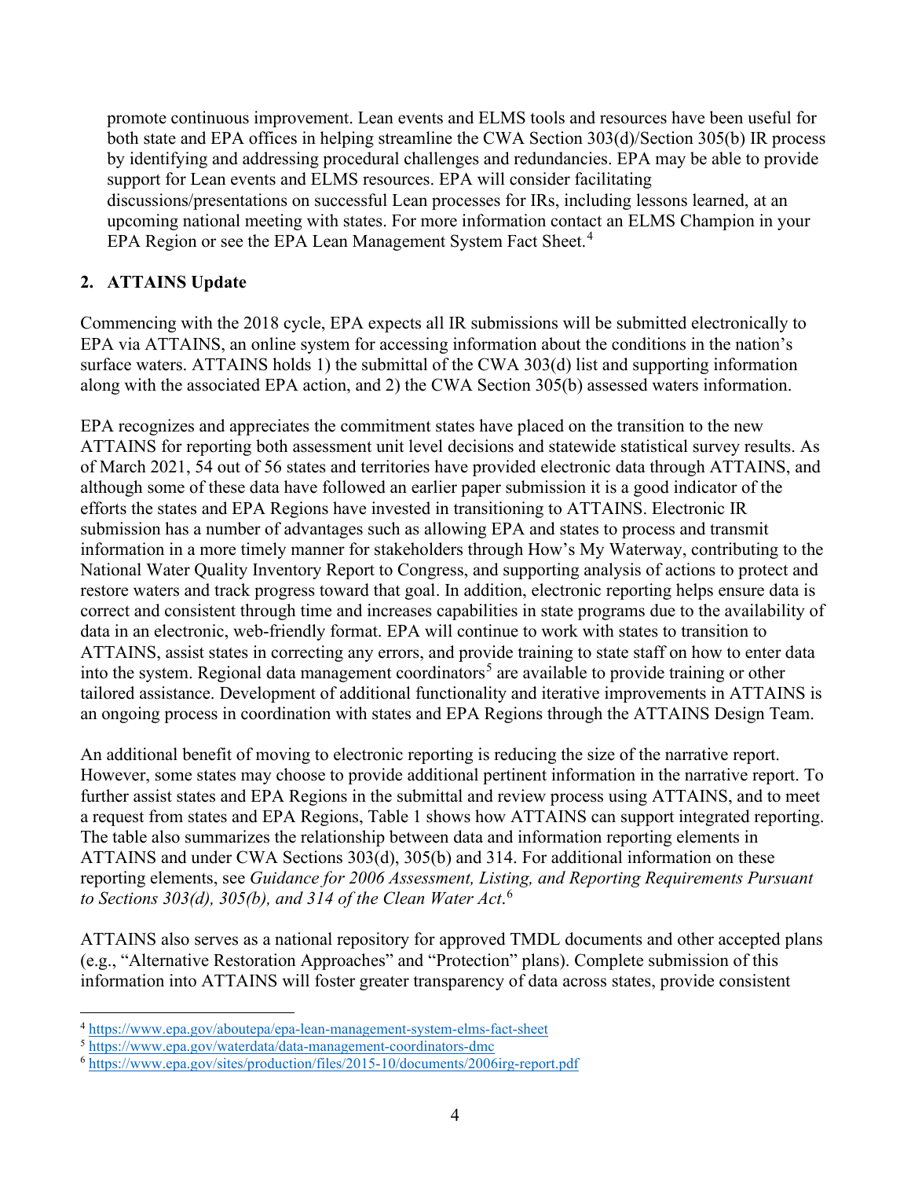promote continuous improvement. Lean events and ELMS tools and resources have been useful for both state and EPA offices in helping streamline the CWA Section 303(d)/Section 305(b) IR process by identifying and addressing procedural challenges and redundancies. EPA may be able to provide support for Lean events and ELMS resources. EPA will consider facilitating discussions/presentations on successful Lean processes for IRs, including lessons learned, at an upcoming national meeting with states. For more information contact an ELMS Champion in your EPA Region or see the EPA Lean Management System Fact Sheet.[4]

## 2. ATTAINS Update

Commencing with the 2018 cycle, EPA expects all IR submissions will be submitted electronically to EPA via ATTAINS, an online system for accessing information about the conditions in the nation's surface waters. ATTAINS holds 1) the submittal of the CWA 303(d) list and supporting information along with the associated EPA action, and 2) the CWA Section 305(b) assessed waters information.

EPA recognizes and appreciates the commitment states have placed on the transition to the new ATTAINS for reporting both assessment unit level decisions and statewide statistical survey results. As of March 2021, 54 out of 56 states and territories have provided electronic data through ATTAINS, and although some of these data have followed an earlier paper submission it is a good indicator of the efforts the states and EPA Regions have invested in transitioning to ATTAINS. Electronic IR submission has a number of advantages such as allowing EPA and states to process and transmit information in a more timely manner for stakeholders through How's My Waterway, contributing to the National Water Quality Inventory Report to Congress, and supporting analysis of actions to protect and restore waters and track progress toward that goal. In addition, electronic reporting helps ensure data is correct and consistent through time and increases capabilities in state programs due to the availability of data in an electronic, web-friendly format. EPA will continue to work with states to transition to ATTAINS, assist states in correcting any errors, and provide training to state staff on how to enter data into the system. Regional data management coordinators[5] are available to provide training or other tailored assistance. Development of additional functionality and iterative improvements in ATTAINS is an ongoing process in coordination with states and EPA Regions through the ATTAINS Design Team.

An additional benefit of moving to electronic reporting is reducing the size of the narrative report. However, some states may choose to provide additional pertinent information in the narrative report. To further assist states and EPA Regions in the submittal and review process using ATTAINS, and to meet a request from states and EPA Regions, Table 1 shows how ATTAINS can support integrated reporting. The table also summarizes the relationship between data and information reporting elements in ATTAINS and under CWA Sections 303(d), 305(b) and 314. For additional information on these reporting elements, see *Guidance for 2006 Assessment, Listing, and Reporting Requirements Pursuant to Sections 303(d), 305(b), and 314 of the Clean Water Act*.[6]

ATTAINS also serves as a national repository for approved TMDL documents and other accepted plans (e.g., "Alternative Restoration Approaches" and "Protection" plans). Complete submission of this information into ATTAINS will foster greater transparency of data across states, provide consistent

[4] https://www.epa.gov/aboutepa/epa-lean-management-system-elms-fact-sheet
[5] https://www.epa.gov/waterdata/data-management-coordinators-dmc
[6] https://www.epa.gov/sites/production/files/2015-10/documents/2006irg-report.pdf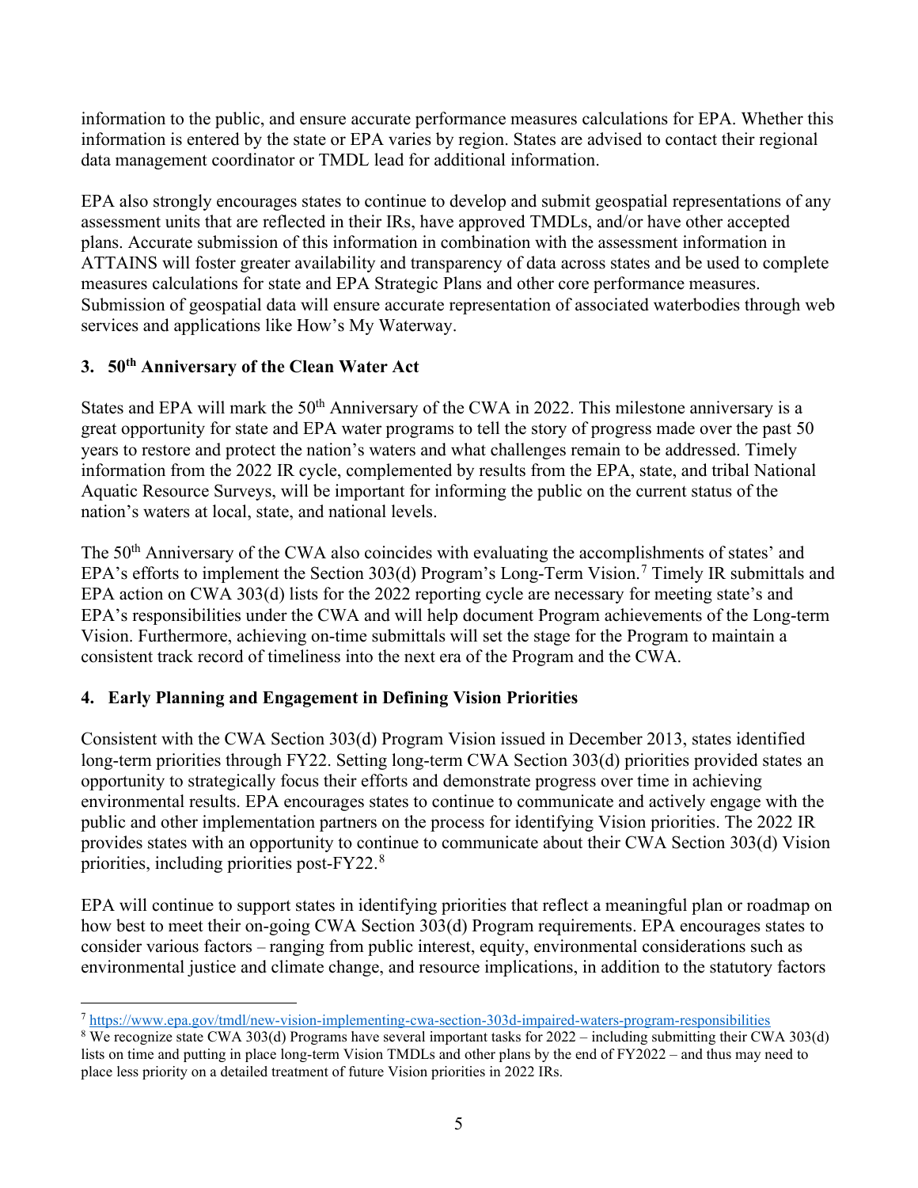information to the public, and ensure accurate performance measures calculations for EPA. Whether this information is entered by the state or EPA varies by region. States are advised to contact their regional data management coordinator or TMDL lead for additional information.

EPA also strongly encourages states to continue to develop and submit geospatial representations of any assessment units that are reflected in their IRs, have approved TMDLs, and/or have other accepted plans. Accurate submission of this information in combination with the assessment information in ATTAINS will foster greater availability and transparency of data across states and be used to complete measures calculations for state and EPA Strategic Plans and other core performance measures. Submission of geospatial data will ensure accurate representation of associated waterbodies through web services and applications like How's My Waterway.

### 3. 50th Anniversary of the Clean Water Act

States and EPA will mark the 50th Anniversary of the CWA in 2022. This milestone anniversary is a great opportunity for state and EPA water programs to tell the story of progress made over the past 50 years to restore and protect the nation's waters and what challenges remain to be addressed. Timely information from the 2022 IR cycle, complemented by results from the EPA, state, and tribal National Aquatic Resource Surveys, will be important for informing the public on the current status of the nation's waters at local, state, and national levels.

The 50th Anniversary of the CWA also coincides with evaluating the accomplishments of states' and EPA's efforts to implement the Section 303(d) Program's Long-Term Vision.[7] Timely IR submittals and EPA action on CWA 303(d) lists for the 2022 reporting cycle are necessary for meeting state's and EPA's responsibilities under the CWA and will help document Program achievements of the Long-term Vision. Furthermore, achieving on-time submittals will set the stage for the Program to maintain a consistent track record of timeliness into the next era of the Program and the CWA.

### 4. Early Planning and Engagement in Defining Vision Priorities

Consistent with the CWA Section 303(d) Program Vision issued in December 2013, states identified long-term priorities through FY22. Setting long-term CWA Section 303(d) priorities provided states an opportunity to strategically focus their efforts and demonstrate progress over time in achieving environmental results. EPA encourages states to continue to communicate and actively engage with the public and other implementation partners on the process for identifying Vision priorities. The 2022 IR provides states with an opportunity to continue to communicate about their CWA Section 303(d) Vision priorities, including priorities post-FY22.[8]

EPA will continue to support states in identifying priorities that reflect a meaningful plan or roadmap on how best to meet their on-going CWA Section 303(d) Program requirements. EPA encourages states to consider various factors – ranging from public interest, equity, environmental considerations such as environmental justice and climate change, and resource implications, in addition to the statutory factors

---

[7] https://www.epa.gov/tmdl/new-vision-implementing-cwa-section-303d-impaired-waters-program-responsibilities

[8] We recognize state CWA 303(d) Programs have several important tasks for 2022 – including submitting their CWA 303(d) lists on time and putting in place long-term Vision TMDLs and other plans by the end of FY2022 – and thus may need to place less priority on a detailed treatment of future Vision priorities in 2022 IRs.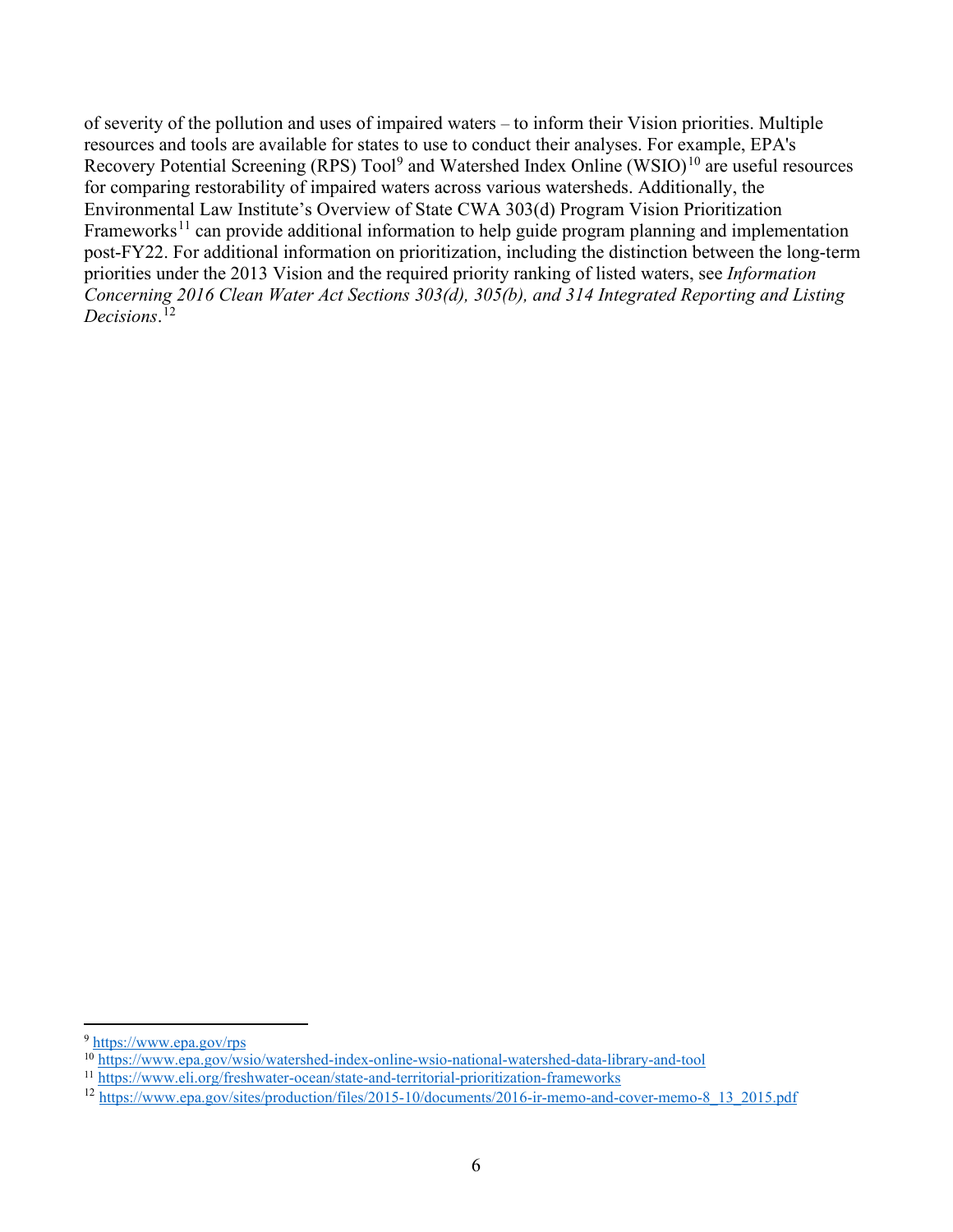of severity of the pollution and uses of impaired waters – to inform their Vision priorities. Multiple resources and tools are available for states to use to conduct their analyses. For example, EPA's Recovery Potential Screening (RPS) Tool[9] and Watershed Index Online (WSIO)[10] are useful resources for comparing restorability of impaired waters across various watersheds. Additionally, the Environmental Law Institute's Overview of State CWA 303(d) Program Vision Prioritization Frameworks[11] can provide additional information to help guide program planning and implementation post-FY22. For additional information on prioritization, including the distinction between the long-term priorities under the 2013 Vision and the required priority ranking of listed waters, see *Information Concerning 2016 Clean Water Act Sections 303(d), 305(b), and 314 Integrated Reporting and Listing Decisions*.[12]

---

[9] https://www.epa.gov/rps

[10] https://www.epa.gov/wsio/watershed-index-online-wsio-national-watershed-data-library-and-tool

[11] https://www.eli.org/freshwater-ocean/state-and-territorial-prioritization-frameworks

[12] https://www.epa.gov/sites/production/files/2015-10/documents/2016-ir-memo-and-cover-memo-8_13_2015.pdf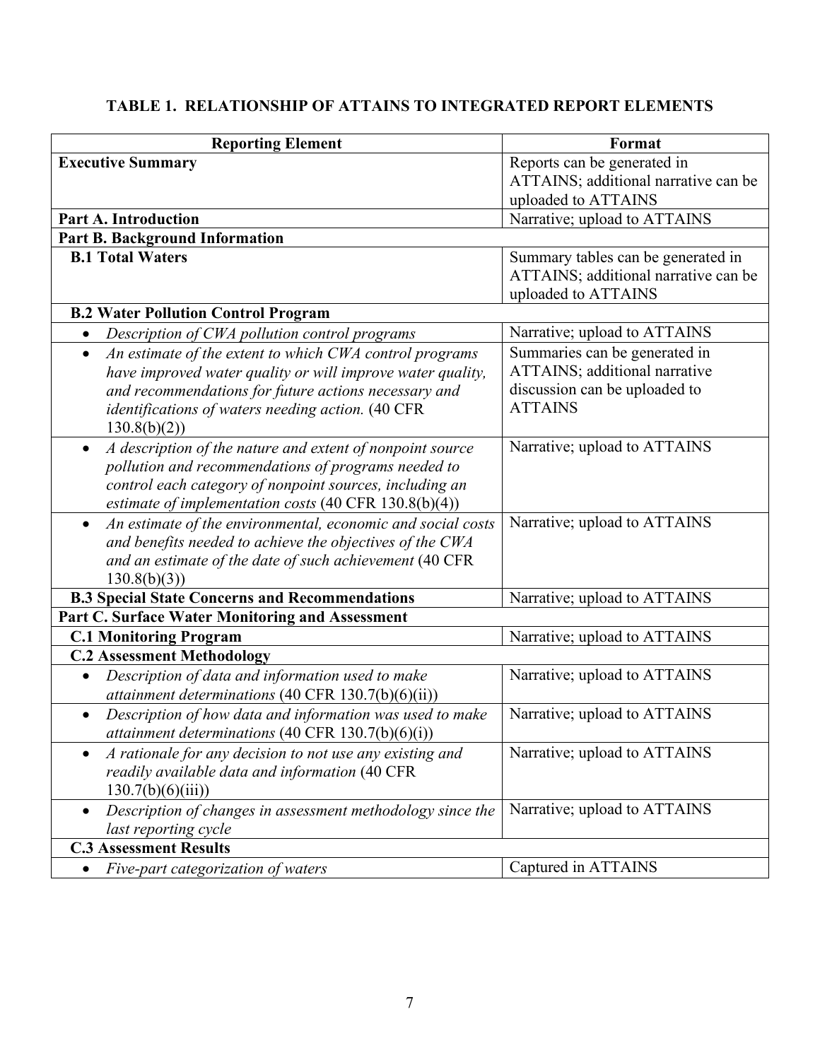**TABLE 1. RELATIONSHIP OF ATTAINS TO INTEGRATED REPORT ELEMENTS**

| Reporting Element | Format |
|---|---|
| **Executive Summary** | Reports can be generated in ATTAINS; additional narrative can be uploaded to ATTAINS |
| **Part A. Introduction** | Narrative; upload to ATTAINS |
| **Part B. Background Information** | |
| **B.1 Total Waters** | Summary tables can be generated in ATTAINS; additional narrative can be uploaded to ATTAINS |
| **B.2 Water Pollution Control Program** | |
| • *Description of CWA pollution control programs* | Narrative; upload to ATTAINS |
| • *An estimate of the extent to which CWA control programs have improved water quality or will improve water quality, and recommendations for future actions necessary and identifications of waters needing action.* (40 CFR 130.8(b)(2)) | Summaries can be generated in ATTAINS; additional narrative discussion can be uploaded to ATTAINS |
| • *A description of the nature and extent of nonpoint source pollution and recommendations of programs needed to control each category of nonpoint sources, including an estimate of implementation costs* (40 CFR 130.8(b)(4)) | Narrative; upload to ATTAINS |
| • *An estimate of the environmental, economic and social costs and benefits needed to achieve the objectives of the CWA and an estimate of the date of such achievement* (40 CFR 130.8(b)(3)) | Narrative; upload to ATTAINS |
| **B.3 Special State Concerns and Recommendations** | Narrative; upload to ATTAINS |
| **Part C. Surface Water Monitoring and Assessment** | |
| **C.1 Monitoring Program** | Narrative; upload to ATTAINS |
| **C.2 Assessment Methodology** | |
| • *Description of data and information used to make attainment determinations* (40 CFR 130.7(b)(6)(ii)) | Narrative; upload to ATTAINS |
| • *Description of how data and information was used to make attainment determinations* (40 CFR 130.7(b)(6)(i)) | Narrative; upload to ATTAINS |
| • *A rationale for any decision to not use any existing and readily available data and information* (40 CFR 130.7(b)(6)(iii)) | Narrative; upload to ATTAINS |
| • *Description of changes in assessment methodology since the last reporting cycle* | Narrative; upload to ATTAINS |
| **C.3 Assessment Results** | |
| • *Five-part categorization of waters* | Captured in ATTAINS |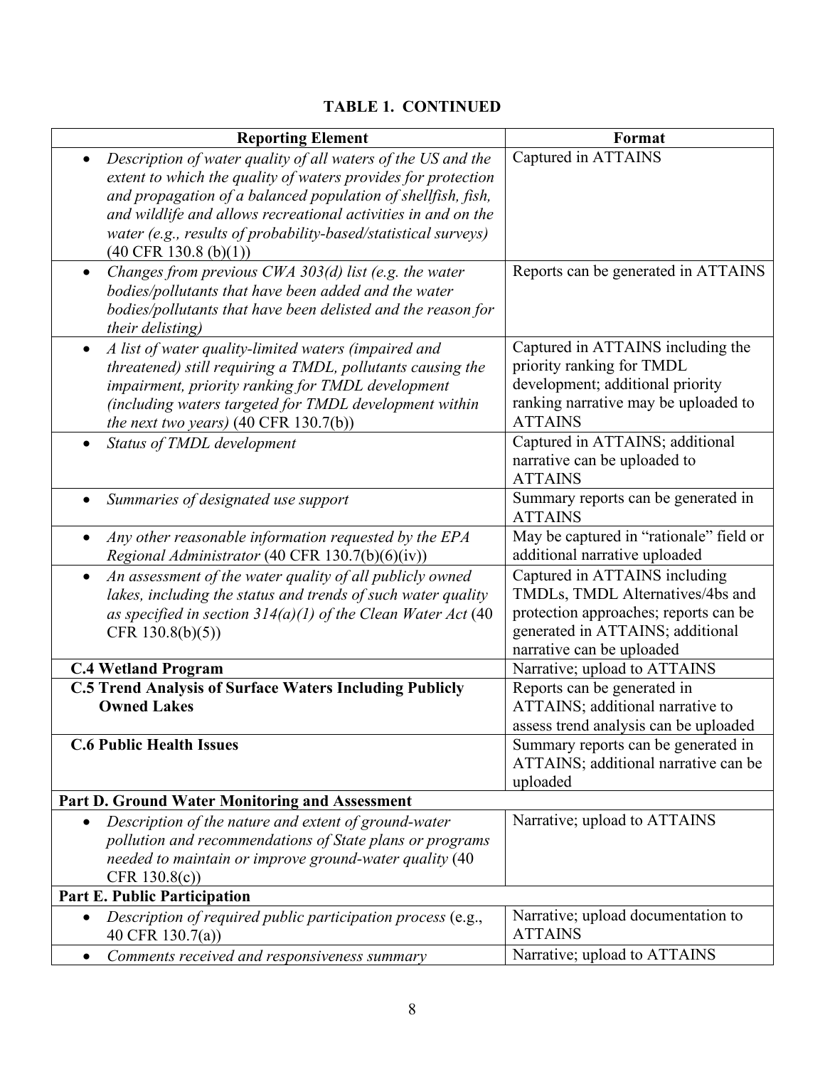**TABLE 1. CONTINUED**

| Reporting Element | Format |
|---|---|
| • *Description of water quality of all waters of the US and the extent to which the quality of waters provides for protection and propagation of a balanced population of shellfish, fish, and wildlife and allows recreational activities in and on the water (e.g., results of probability-based/statistical surveys)* (40 CFR 130.8 (b)(1)) | Captured in ATTAINS |
| • *Changes from previous CWA 303(d) list (e.g. the water bodies/pollutants that have been added and the water bodies/pollutants that have been delisted and the reason for their delisting)* | Reports can be generated in ATTAINS |
| • *A list of water quality-limited waters (impaired and threatened) still requiring a TMDL, pollutants causing the impairment, priority ranking for TMDL development (including waters targeted for TMDL development within the next two years)* (40 CFR 130.7(b)) | Captured in ATTAINS including the priority ranking for TMDL development; additional priority ranking narrative may be uploaded to ATTAINS |
| • *Status of TMDL development* | Captured in ATTAINS; additional narrative can be uploaded to ATTAINS |
| • *Summaries of designated use support* | Summary reports can be generated in ATTAINS |
| • *Any other reasonable information requested by the EPA Regional Administrator* (40 CFR 130.7(b)(6)(iv)) | May be captured in "rationale" field or additional narrative uploaded |
| • *An assessment of the water quality of all publicly owned lakes, including the status and trends of such water quality as specified in section 314(a)(1) of the Clean Water Act* (40 CFR 130.8(b)(5)) | Captured in ATTAINS including TMDLs, TMDL Alternatives/4bs and protection approaches; reports can be generated in ATTAINS; additional narrative can be uploaded |
| **C.4 Wetland Program** | Narrative; upload to ATTAINS |
| **C.5 Trend Analysis of Surface Waters Including Publicly Owned Lakes** | Reports can be generated in ATTAINS; additional narrative to assess trend analysis can be uploaded |
| **C.6 Public Health Issues** | Summary reports can be generated in ATTAINS; additional narrative can be uploaded |
| **Part D. Ground Water Monitoring and Assessment** | |
| • *Description of the nature and extent of ground-water pollution and recommendations of State plans or programs needed to maintain or improve ground-water quality* (40 CFR 130.8(c)) | Narrative; upload to ATTAINS |
| **Part E. Public Participation** | |
| • *Description of required public participation process* (e.g., 40 CFR 130.7(a)) | Narrative; upload documentation to ATTAINS |
| • *Comments received and responsiveness summary* | Narrative; upload to ATTAINS |